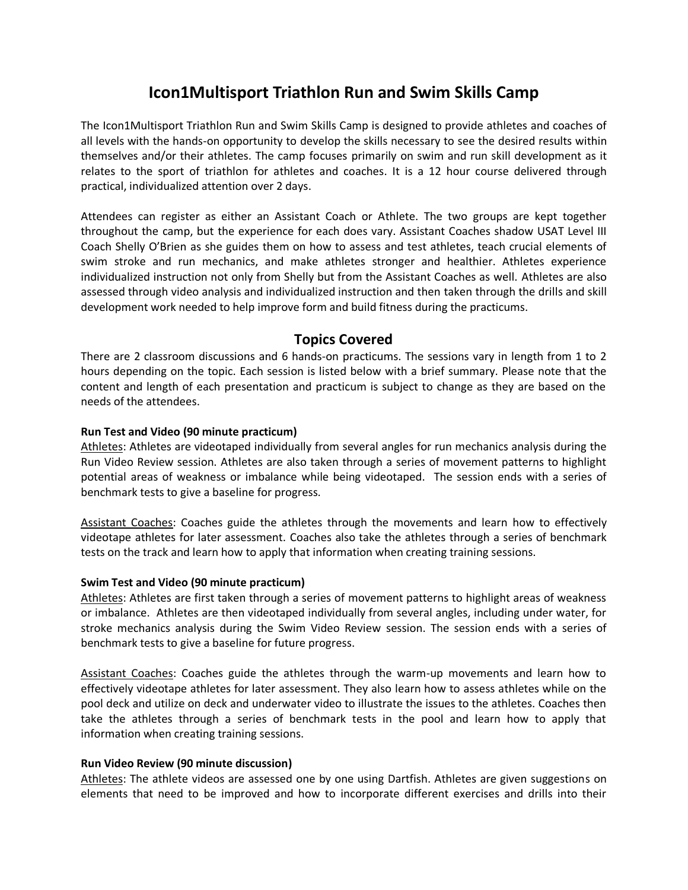# Icon1Multisport Triathlon Run and Swim Skills Camp

The Icon1Multisport Triathlon Run and Swim Skills Camp is designed to provide athletes and coaches of all levels with the hands-on opportunity to develop the skills necessary to see the desired results within themselves and/or their athletes. The camp focuses primarily on swim and run skill development as it relates to the sport of triathlon for athletes and coaches. It is a 12 hour course delivered through practical, individualized attention over 2 days.

Attendees can register as either an Assistant Coach or Athlete. The two groups are kept together throughout the camp, but the experience for each does vary. Assistant Coaches shadow USAT Level III Coach Shelly O'Brien as she guides them on how to assess and test athletes, teach crucial elements of swim stroke and run mechanics, and make athletes stronger and healthier. Athletes experience individualized instruction not only from Shelly but from the Assistant Coaches as well. Athletes are also assessed through video analysis and individualized instruction and then taken through the drills and skill development work needed to help improve form and build fitness during the practicums.

## Topics Covered

There are 2 classroom discussions and 6 hands-on practicums. The sessions vary in length from 1 to 2 hours depending on the topic. Each session is listed below with a brief summary. Please note that the content and length of each presentation and practicum is subject to change as they are based on the needs of the attendees.

**Run Test and Video (90 minute practicum)**

Athletes: Athletes are videotaped individually from several angles for run mechanics analysis during the Run Video Review session. Athletes are also taken through a series of movement patterns to highlight potential areas of weakness or imbalance while being videotaped. The session ends with a series of benchmark tests to give a baseline for progress.

Assistant Coaches: Coaches guide the athletes through the movements and learn how to effectively videotape athletes for later assessment. Coaches also take the athletes through a series of benchmark tests on the track and learn how to apply that information when creating training sessions.

**Swim Test and Video (90 minute practicum)**

Athletes: Athletes are first taken through a series of movement patterns to highlight areas of weakness or imbalance. Athletes are then videotaped individually from several angles, including under water, for stroke mechanics analysis during the Swim Video Review session. The session ends with a series of benchmark tests to give a baseline for future progress.

Assistant Coaches: Coaches guide the athletes through the warm-up movements and learn how to effectively videotape athletes for later assessment. They also learn how to assess athletes while on the pool deck and utilize on deck and underwater video to illustrate the issues to the athletes. Coaches then take the athletes through a series of benchmark tests in the pool and learn how to apply that information when creating training sessions.

**Run Video Review (90 minute discussion)**

Athletes: The athlete videos are assessed one by one using Dartfish. Athletes are given suggestions on elements that need to be improved and how to incorporate different exercises and drills into their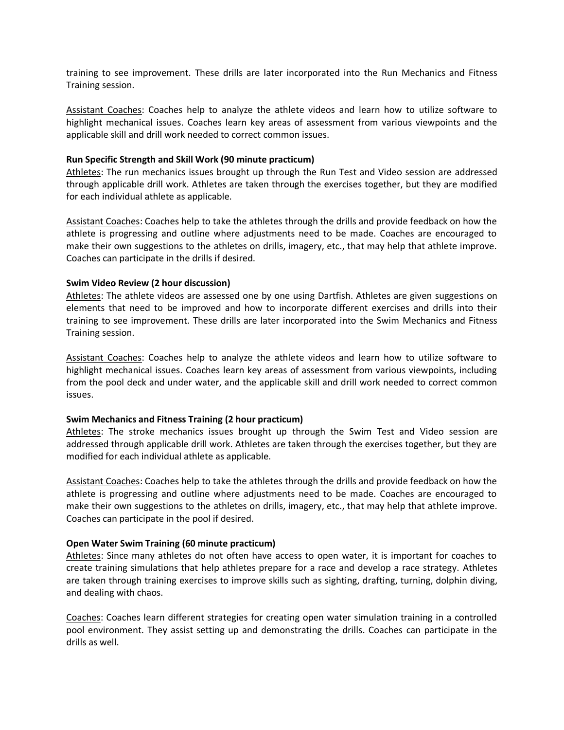training to see improvement. These drills are later incorporated into the Run Mechanics and Fitness Training session.

Assistant Coaches: Coaches help to analyze the athlete videos and learn how to utilize software to highlight mechanical issues. Coaches learn key areas of assessment from various viewpoints and the applicable skill and drill work needed to correct common issues.

**Run Specific Strength and Skill Work (90 minute practicum)**

Athletes: The run mechanics issues brought up through the Run Test and Video session are addressed through applicable drill work. Athletes are taken through the exercises together, but they are modified for each individual athlete as applicable.

Assistant Coaches: Coaches help to take the athletes through the drills and provide feedback on how the athlete is progressing and outline where adjustments need to be made. Coaches are encouraged to make their own suggestions to the athletes on drills, imagery, etc., that may help that athlete improve. Coaches can participate in the drills if desired.

**Swim Video Review (2 hour discussion)**

Athletes: The athlete videos are assessed one by one using Dartfish. Athletes are given suggestions on elements that need to be improved and how to incorporate different exercises and drills into their training to see improvement. These drills are later incorporated into the Swim Mechanics and Fitness Training session.

Assistant Coaches: Coaches help to analyze the athlete videos and learn how to utilize software to highlight mechanical issues. Coaches learn key areas of assessment from various viewpoints, including from the pool deck and under water, and the applicable skill and drill work needed to correct common issues.

**Swim Mechanics and Fitness Training (2 hour practicum)**

Athletes: The stroke mechanics issues brought up through the Swim Test and Video session are addressed through applicable drill work. Athletes are taken through the exercises together, but they are modified for each individual athlete as applicable.

Assistant Coaches: Coaches help to take the athletes through the drills and provide feedback on how the athlete is progressing and outline where adjustments need to be made. Coaches are encouraged to make their own suggestions to the athletes on drills, imagery, etc., that may help that athlete improve. Coaches can participate in the pool if desired.

**Open Water Swim Training (60 minute practicum)**

Athletes: Since many athletes do not often have access to open water, it is important for coaches to create training simulations that help athletes prepare for a race and develop a race strategy. Athletes are taken through training exercises to improve skills such as sighting, drafting, turning, dolphin diving, and dealing with chaos.

Coaches: Coaches learn different strategies for creating open water simulation training in a controlled pool environment. They assist setting up and demonstrating the drills. Coaches can participate in the drills as well.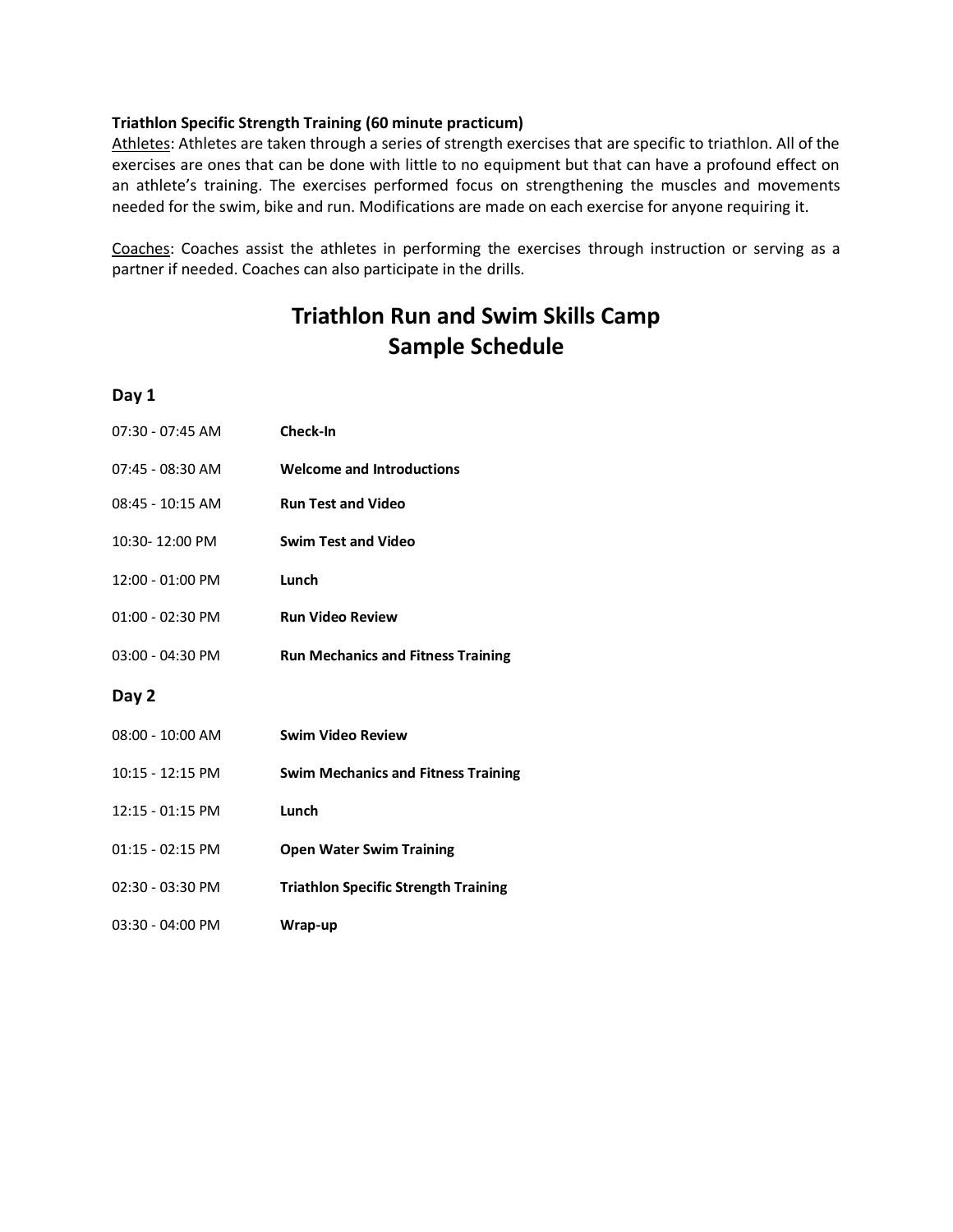**Triathlon Specific Strength Training (60 minute practicum)**

Athletes: Athletes are taken through a series of strength exercises that are specific to triathlon. All of the exercises are ones that can be done with little to no equipment but that can have a profound effect on an athlete's training. The exercises performed focus on strengthening the muscles and movements needed for the swim, bike and run. Modifications are made on each exercise for anyone requiring it.

Coaches: Coaches assist the athletes in performing the exercises through instruction or serving as a partner if needed. Coaches can also participate in the drills.

# Triathlon Run and Swim Skills Camp
# Sample Schedule

## Day 1

| | |
|---|---|
| 07:30 - 07:45 AM | **Check-In** |
| 07:45 - 08:30 AM | **Welcome and Introductions** |
| 08:45 - 10:15 AM | **Run Test and Video** |
| 10:30- 12:00 PM | **Swim Test and Video** |
| 12:00 - 01:00 PM | **Lunch** |
| 01:00 - 02:30 PM | **Run Video Review** |
| 03:00 - 04:30 PM | **Run Mechanics and Fitness Training** |

## Day 2

| | |
|---|---|
| 08:00 - 10:00 AM | **Swim Video Review** |
| 10:15 - 12:15 PM | **Swim Mechanics and Fitness Training** |
| 12:15 - 01:15 PM | **Lunch** |
| 01:15 - 02:15 PM | **Open Water Swim Training** |
| 02:30 - 03:30 PM | **Triathlon Specific Strength Training** |
| 03:30 - 04:00 PM | **Wrap-up** |